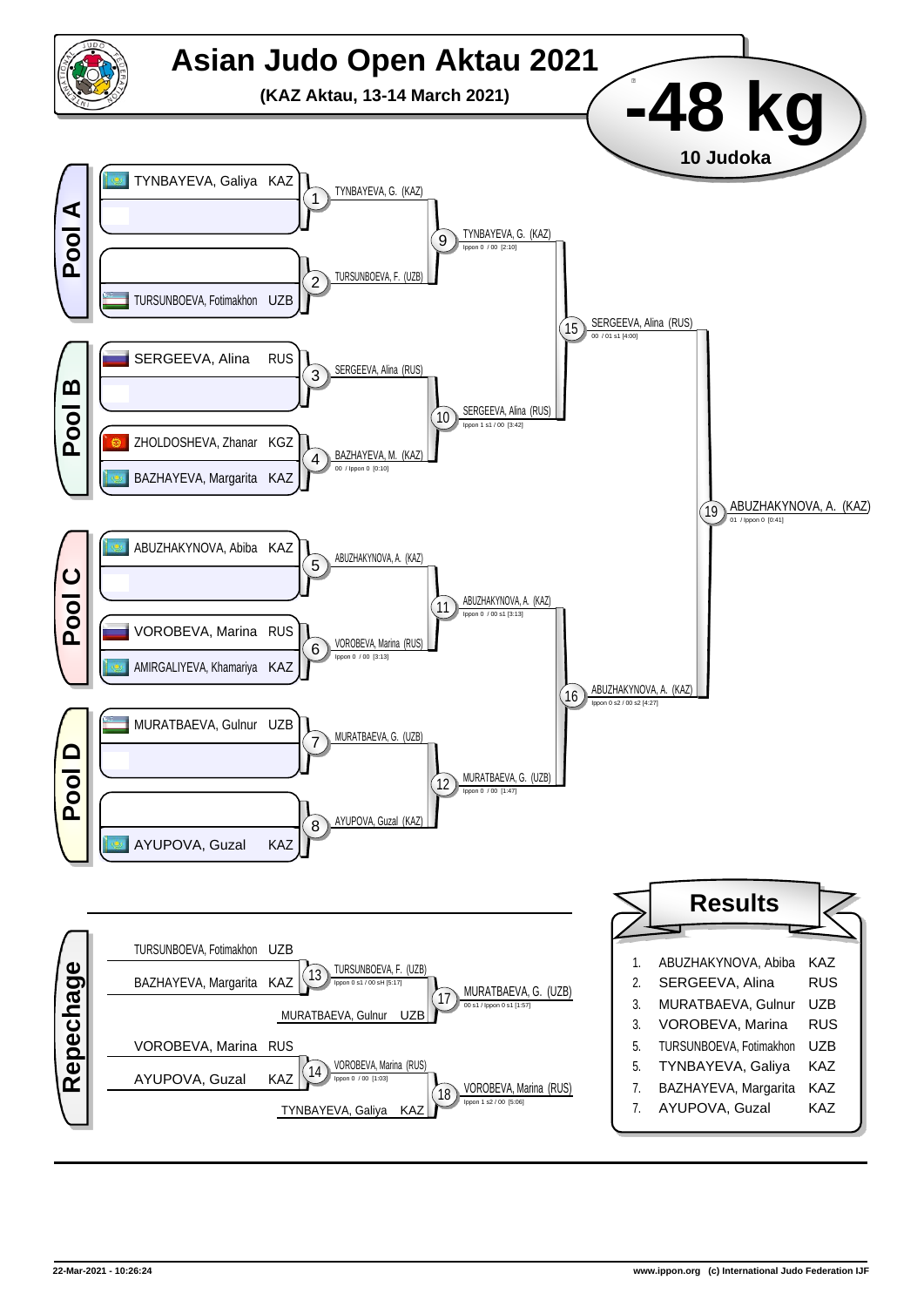# Asian Judo Open Aktau 2021

**(KAZ Aktau, 13-14 March 2021)**

## -48 kg

**10 Judoka**

### Pool A

- TYNBAYEVA, Galiya KAZ
- TURSUNBOEVA, Fotimakhon UZB

| Contest | Winner | Score |
|---|---|---|
| 1 | TYNBAYEVA, G. (KAZ) | |
| 2 | TURSUNBOEVA, F. (UZB) | |
| 9 | TYNBAYEVA, G. (KAZ) | Ippon 0 / 00 [2:10] |

### Pool B

- SERGEEVA, Alina RUS
- ZHOLDOSHEVA, Zhanar KGZ
- BAZHAYEVA, Margarita KAZ

| Contest | Winner | Score |
|---|---|---|
| 3 | SERGEEVA, Alina (RUS) | |
| 4 | BAZHAYEVA, M. (KAZ) | 00 / Ippon 0 [0:10] |
| 10 | SERGEEVA, Alina (RUS) | Ippon 1 s1 / 00 [3:42] |
| 15 | SERGEEVA, Alina (RUS) | 00 / 01 s1 [4:00] |

### Pool C

- ABUZHAKYNOVA, Abiba KAZ
- VOROBEVA, Marina RUS
- AMIRGALIYEVA, Khamariya KAZ

| Contest | Winner | Score |
|---|---|---|
| 5 | ABUZHAKYNOVA, A. (KAZ) | |
| 6 | VOROBEVA, Marina (RUS) | Ippon 0 / 00 [3:13] |
| 11 | ABUZHAKYNOVA, A. (KAZ) | Ippon 0 / 00 s1 [3:13] |

### Pool D

- MURATBAEVA, Gulnur UZB
- AYUPOVA, Guzal KAZ

| Contest | Winner | Score |
|---|---|---|
| 7 | MURATBAEVA, G. (UZB) | |
| 8 | AYUPOVA, Guzal (KAZ) | |
| 12 | MURATBAEVA, G. (UZB) | Ippon 0 / 00 [1:47] |
| 16 | ABUZHAKYNOVA, A. (KAZ) | Ippon 0 s2 / 00 s2 [4:27] |

### Final

| Contest | Winner | Score |
|---|---|---|
| 19 | ABUZHAKYNOVA, A. (KAZ) | 01 / Ippon 0 [0:41] |

### Repechage

| Contest | Competitors | Winner | Score |
|---|---|---|---|
| 13 | TURSUNBOEVA, Fotimakhon UZB – BAZHAYEVA, Margarita KAZ | TURSUNBOEVA, F. (UZB) | Ippon 0 s1 / 00 sH [5:17] |
| 17 | TURSUNBOEVA, F. (UZB) – MURATBAEVA, Gulnur UZB | MURATBAEVA, G. (UZB) | 00 s1 / Ippon 0 s1 [1:57] |
| 14 | VOROBEVA, Marina RUS – AYUPOVA, Guzal KAZ | VOROBEVA, Marina (RUS) | Ippon 0 / 00 [1:03] |
| 18 | VOROBEVA, Marina (RUS) – TYNBAYEVA, Galiya KAZ | VOROBEVA, Marina (RUS) | Ippon 1 s2 / 00 [5:06] |

### Results

| Place | Name | Country |
|---|---|---|
| 1. | ABUZHAKYNOVA, Abiba | KAZ |
| 2. | SERGEEVA, Alina | RUS |
| 3. | MURATBAEVA, Gulnur | UZB |
| 3. | VOROBEVA, Marina | RUS |
| 5. | TURSUNBOEVA, Fotimakhon | UZB |
| 5. | TYNBAYEVA, Galiya | KAZ |
| 7. | BAZHAYEVA, Margarita | KAZ |
| 7. | AYUPOVA, Guzal | KAZ |

22-Mar-2021 - 10:26:24

www.ippon.org (c) International Judo Federation IJF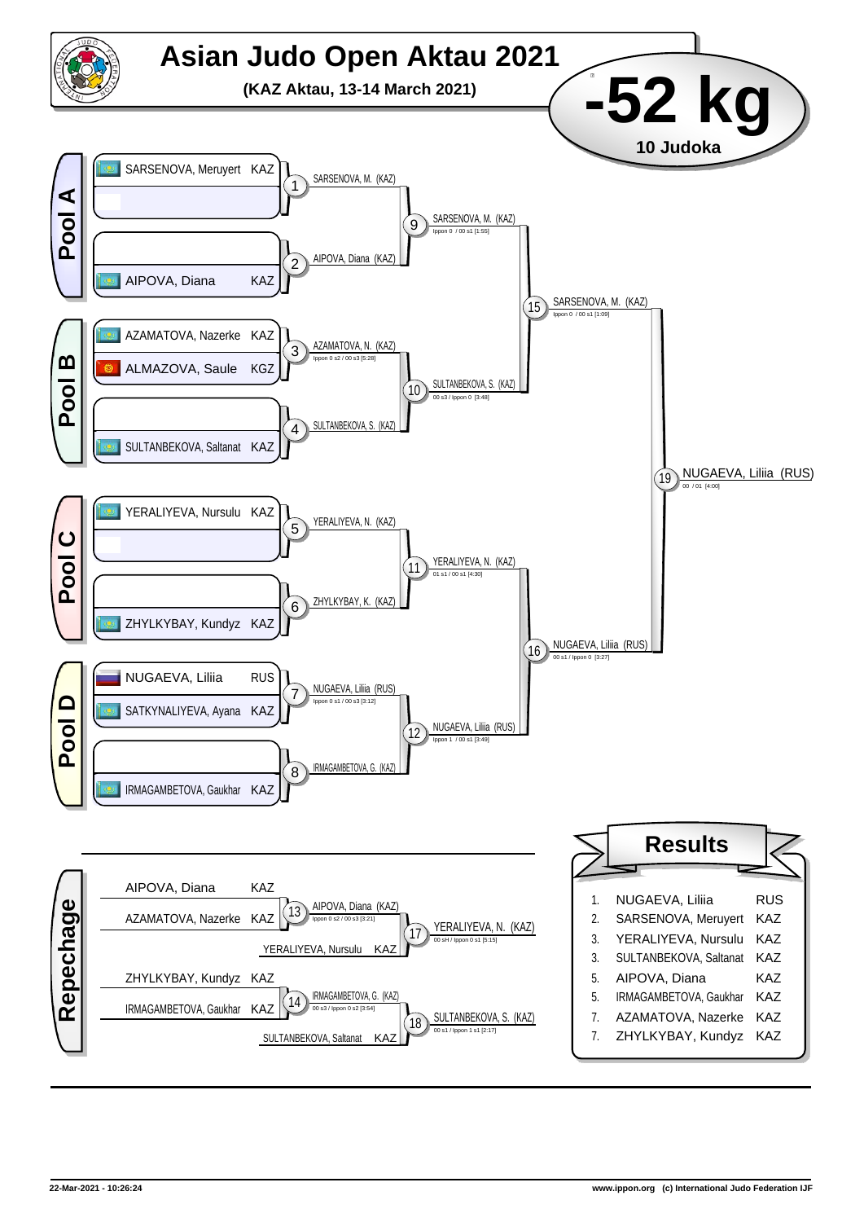# Asian Judo Open Aktau 2021

**(KAZ Aktau, 13-14 March 2021)**

## -52 kg

**10 Judoka**

## Pool A

- SARSENOVA, Meruyert KAZ
- AIPOVA, Diana KAZ

| Contest | Winner | Score |
|---|---|---|
| 1 | SARSENOVA, M. (KAZ) | |
| 2 | AIPOVA, Diana (KAZ) | |
| 9 | SARSENOVA, M. (KAZ) | Ippon 0 / 00 s1 [1:55] |

## Pool B

- AZAMATOVA, Nazerke KAZ
- ALMAZOVA, Saule KGZ
- SULTANBEKOVA, Saltanat KAZ

| Contest | Winner | Score |
|---|---|---|
| 3 | AZAMATOVA, N. (KAZ) | Ippon 0 s2 / 00 s3 [5:28] |
| 4 | SULTANBEKOVA, S. (KAZ) | |
| 10 | SULTANBEKOVA, S. (KAZ) | 00 s3 / Ippon 0 [3:48] |

## Pool C

- YERALIYEVA, Nursulu KAZ
- ZHYLKYBAY, Kundyz KAZ

| Contest | Winner | Score |
|---|---|---|
| 5 | YERALIYEVA, N. (KAZ) | |
| 6 | ZHYLKYBAY, K. (KAZ) | |
| 11 | YERALIYEVA, N. (KAZ) | 01 s1 / 00 s1 [4:30] |

## Pool D

- NUGAEVA, Liliia RUS
- SATKYNALIYEVA, Ayana KAZ
- IRMAGAMBETOVA, Gaukhar KAZ

| Contest | Winner | Score |
|---|---|---|
| 7 | NUGAEVA, Liliia (RUS) | Ippon 0 s1 / 00 s3 [3:12] |
| 8 | IRMAGAMBETOVA, G. (KAZ) | |
| 12 | NUGAEVA, Liliia (RUS) | Ippon 1 / 00 s1 [3:49] |

## Semi-finals and Final

| Contest | Winner | Score |
|---|---|---|
| 15 | SARSENOVA, M. (KAZ) | Ippon 0 / 00 s1 [1:09] |
| 16 | NUGAEVA, Liliia (RUS) | 00 s1 / Ippon 0 [3:27] |
| 19 | NUGAEVA, Liliia (RUS) | 00 / 01 [4:00] |

## Repechage

| Contest | Competitors | Winner | Score |
|---|---|---|---|
| 13 | AIPOVA, Diana KAZ vs AZAMATOVA, Nazerke KAZ | AIPOVA, Diana (KAZ) | Ippon 0 s2 / 00 s3 [3:21] |
| 17 | AIPOVA, Diana (KAZ) vs YERALIYEVA, Nursulu KAZ | YERALIYEVA, N. (KAZ) | 00 sH / Ippon 0 s1 [5:15] |
| 14 | ZHYLKYBAY, Kundyz KAZ vs IRMAGAMBETOVA, Gaukhar KAZ | IRMAGAMBETOVA, G. (KAZ) | 00 s3 / Ippon 0 s2 [3:54] |
| 18 | IRMAGAMBETOVA, G. (KAZ) vs SULTANBEKOVA, Saltanat KAZ | SULTANBEKOVA, S. (KAZ) | 00 s1 / Ippon 1 s1 [2:17] |

## Results

| Place | Name | Nation |
|---|---|---|
| 1. | NUGAEVA, Liliia | RUS |
| 2. | SARSENOVA, Meruyert | KAZ |
| 3. | YERALIYEVA, Nursulu | KAZ |
| 3. | SULTANBEKOVA, Saltanat | KAZ |
| 5. | AIPOVA, Diana | KAZ |
| 5. | IRMAGAMBETOVA, Gaukhar | KAZ |
| 7. | AZAMATOVA, Nazerke | KAZ |
| 7. | ZHYLKYBAY, Kundyz | KAZ |

22-Mar-2021 - 10:26:24 | www.ippon.org (c) International Judo Federation IJF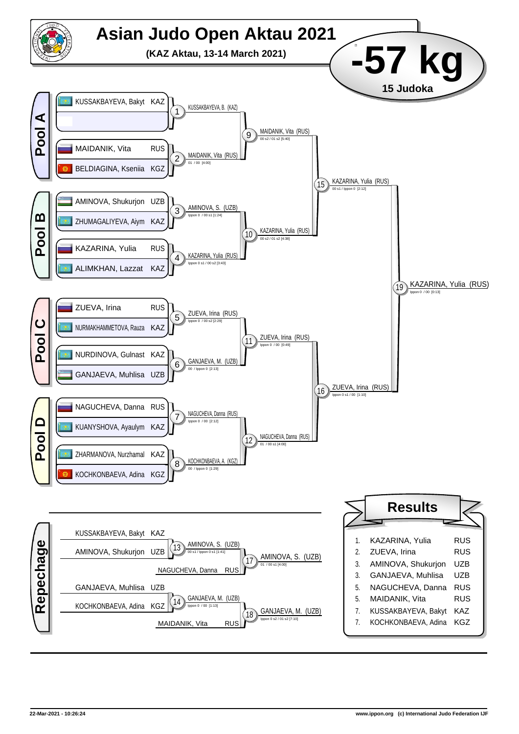# Asian Judo Open Aktau 2021

**(KAZ Aktau, 13-14 March 2021)**

## -57 kg

**15 Judoka**

### Pool A

- KUSSAKBAYEVA, Bakyt KAZ
- (empty)
- MAIDANIK, Vita RUS
- BELDIAGINA, Ksenia KGZ

1. KUSSAKBAYEVA, B. (KAZ)
2. MAIDANIK, Vita (RUS) — 01 / 00 [4:00]
9. MAIDANIK, Vita (RUS) — 00 s2 / 01 s2 [5:40]

### Pool B

- AMINOVA, Shukurjon UZB
- ZHUMAGALIYEVA, Aiym KAZ
- KAZARINA, Yulia RUS
- ALIMKHAN, Lazzat KAZ

3. AMINOVA, S. (UZB) — Ippon 0 / 00 s1 [1:24]
4. KAZARINA, Yulia (RUS) — Ippon 0 s1 / 00 s2 [3:43]
10. KAZARINA, Yulia (RUS) — 00 s2 / 01 s2 [4:38]

15. KAZARINA, Yulia (RUS) — 00 s1 / Ippon 0 [2:12]

### Pool C

- ZUEVA, Irina RUS
- NURMAKHAMMETOVA, Rauza KAZ
- NURDINOVA, Gulnast KAZ
- GANJAEVA, Muhlisa UZB

5. ZUEVA, Irina (RUS) — Ippon 0 / 00 s2 [2:29]
6. GANJAEVA, M. (UZB) — 00 / Ippon 0 [2:13]
11. ZUEVA, Irina (RUS) — Ippon 0 / 00 [0:49]

### Pool D

- NAGUCHEVA, Danna RUS
- KUANYSHOVA, Ayaulym KAZ
- ZHARMANOVA, Nurzhamal KAZ
- KOCHKONBAEVA, Adina KGZ

7. NAGUCHEVA, Danna (RUS) — Ippon 0 / 00 [2:12]
8. KOCHKONBAEVA, A. (KGZ) — 00 / Ippon 0 [1:29]
12. NAGUCHEVA, Danna (RUS) — 01 / 00 s1 [4:00]

16. ZUEVA, Irina (RUS) — Ippon 0 s1 / 00 [1:10]

### Final

19. KAZARINA, Yulia (RUS) — Ippon 0 / 00 [0:13]

### Repechage

- KUSSAKBAYEVA, Bakyt KAZ
- AMINOVA, Shukurjon UZB

13. AMINOVA, S. (UZB) — 00 s1 / Ippon 0 s1 [1:41]

- NAGUCHEVA, Danna RUS

17. AMINOVA, S. (UZB) — 01 / 00 s1 [4:00]

- GANJAEVA, Muhlisa UZB
- KOCHKONBAEVA, Adina KGZ

14. GANJAEVA, M. (UZB) — Ippon 0 / 00 [1:13]

- MAIDANIK, Vita RUS

18. GANJAEVA, M. (UZB) — Ippon 0 s2 / 01 s2 [7:10]

### Results

| Rank | Name | Nation |
|---|---|---|
| 1. | KAZARINA, Yulia | RUS |
| 2. | ZUEVA, Irina | RUS |
| 3. | AMINOVA, Shukurjon | UZB |
| 3. | GANJAEVA, Muhlisa | UZB |
| 5. | NAGUCHEVA, Danna | RUS |
| 5. | MAIDANIK, Vita | RUS |
| 7. | KUSSAKBAYEVA, Bakyt | KAZ |
| 7. | KOCHKONBAEVA, Adina | KGZ |

22-Mar-2021 - 10:26:24 www.ippon.org (c) International Judo Federation IJF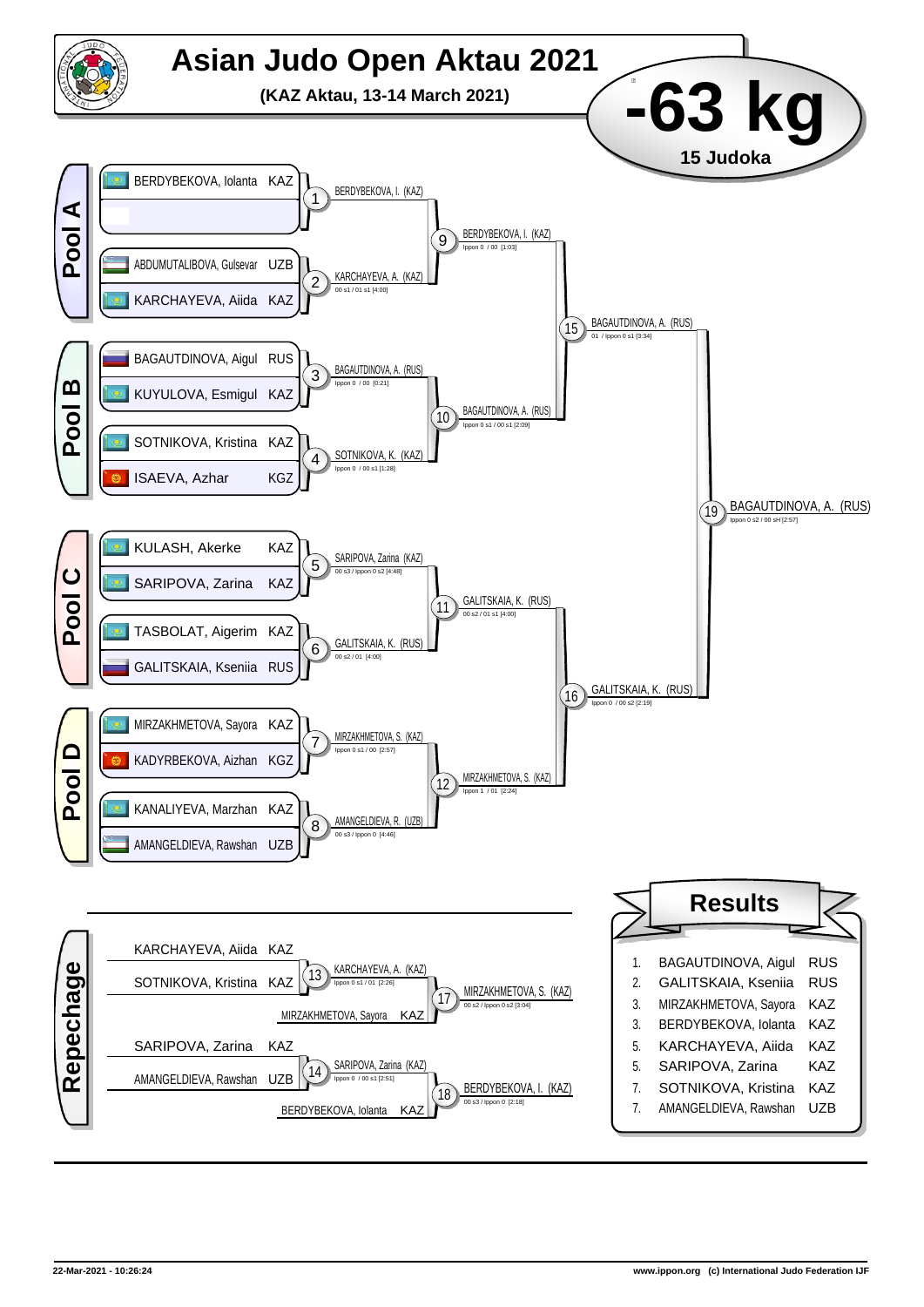# Asian Judo Open Aktau 2021

**(KAZ Aktau, 13-14 March 2021)**

# -63 kg

**15 Judoka**

## Pool A

- BERDYBEKOVA, Iolanta KAZ
- (empty)
- ABDUMUTALIBOVA, Gulsevar UZB
- KARCHAYEVA, Aiida KAZ

1: BERDYBEKOVA, I. (KAZ)
2: KARCHAYEVA, A. (KAZ) — 00 s1 / 01 s1 [4:00]
9: BERDYBEKOVA, I. (KAZ) — Ippon 0 / 00 [1:03]

## Pool B

- BAGAUTDINOVA, Aigul RUS
- KUYULOVA, Esmigul KAZ
- SOTNIKOVA, Kristina KAZ
- ISAEVA, Azhar KGZ

3: BAGAUTDINOVA, A. (RUS) — Ippon 0 / 00 [0:21]
4: SOTNIKOVA, K. (KAZ) — Ippon 0 / 00 s1 [1:28]
10: BAGAUTDINOVA, A. (RUS) — Ippon 0 s1 / 00 s1 [2:09]

15: BAGAUTDINOVA, A. (RUS) — 01 / Ippon 0 s1 [3:34]

## Pool C

- KULASH, Akerke KAZ
- SARIPOVA, Zarina KAZ
- TASBOLAT, Aigerim KAZ
- GALITSKAIA, Kseniia RUS

5: SARIPOVA, Zarina (KAZ) — 00 s3 / Ippon 0 s2 [4:48]
6: GALITSKAIA, K. (RUS) — 00 s2 / 01 [4:00]
11: GALITSKAIA, K. (RUS) — 00 s2 / 01 s1 [4:00]

## Pool D

- MIRZAKHMETOVA, Sayora KAZ
- KADYRBEKOVA, Aizhan KGZ
- KANALIYEVA, Marzhan KAZ
- AMANGELDIEVA, Rawshan UZB

7: MIRZAKHMETOVA, S. (KAZ) — Ippon 0 s1 / 00 [2:57]
8: AMANGELDIEVA, R. (UZB) — 00 s3 / Ippon 0 [4:46]
12: MIRZAKHMETOVA, S. (KAZ) — Ippon 1 / 01 [2:24]

16: GALITSKAIA, K. (RUS) — Ippon 0 / 00 s2 [2:19]

19: BAGAUTDINOVA, A. (RUS) — Ippon 0 s2 / 00 sH [2:57]

## Repechage

- KARCHAYEVA, Aiida KAZ
- SOTNIKOVA, Kristina KAZ

13: KARCHAYEVA, A. (KAZ) — Ippon 0 s1 / 01 [2:26]

- MIRZAKHMETOVA, Sayora KAZ

17: MIRZAKHMETOVA, S. (KAZ) — 00 s2 / Ippon 0 s2 [3:04]

- SARIPOVA, Zarina KAZ
- AMANGELDIEVA, Rawshan UZB

14: SARIPOVA, Zarina (KAZ) — Ippon 0 / 00 s1 [2:51]

- BERDYBEKOVA, Iolanta KAZ

18: BERDYBEKOVA, I. (KAZ) — 00 s3 / Ippon 0 [2:18]

## Results

| Place | Name | Nation |
|---|---|---|
| 1. | BAGAUTDINOVA, Aigul | RUS |
| 2. | GALITSKAIA, Kseniia | RUS |
| 3. | MIRZAKHMETOVA, Sayora | KAZ |
| 3. | BERDYBEKOVA, Iolanta | KAZ |
| 5. | KARCHAYEVA, Aiida | KAZ |
| 5. | SARIPOVA, Zarina | KAZ |
| 7. | SOTNIKOVA, Kristina | KAZ |
| 7. | AMANGELDIEVA, Rawshan | UZB |

22-Mar-2021 - 10:26:24 www.ippon.org (c) International Judo Federation IJF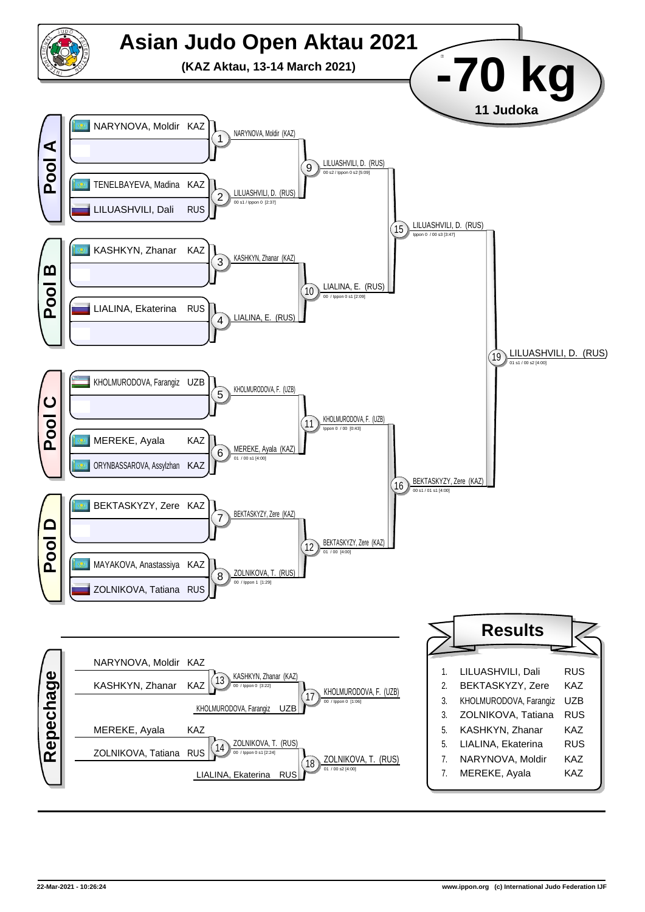# Asian Judo Open Aktau 2021

**(KAZ Aktau, 13-14 March 2021)**

# -70 kg

**11 Judoka**

## Pool A

- NARYNOVA, Moldir KAZ
- TENELBAYEVA, Madina KAZ
- LILUASHVILI, Dali RUS

## Pool B

- KASHKYN, Zhanar KAZ
- LIALINA, Ekaterina RUS

## Pool C

- KHOLMURODOVA, Farangiz UZB
- MEREKE, Ayala KAZ
- ORYNBASSAROVA, Assylzhan KAZ

## Pool D

- BEKTASKYZY, Zere KAZ
- MAYAKOVA, Anastassiya KAZ
- ZOLNIKOVA, Tatiana RUS

## Contests

| Contest | Winner | Score |
|---|---|---|
| 1 | NARYNOVA, Moldir (KAZ) | |
| 2 | LILUASHVILI, D. (RUS) | 00 s1 / Ippon 0 [2:37] |
| 3 | KASHKYN, Zhanar (KAZ) | |
| 4 | LIALINA, E. (RUS) | |
| 5 | KHOLMURODOVA, F. (UZB) | |
| 6 | MEREKE, Ayala (KAZ) | 01 / 00 s1 [4:00] |
| 7 | BEKTASKYZY, Zere (KAZ) | |
| 8 | ZOLNIKOVA, T. (RUS) | 00 / Ippon 1 [1:29] |
| 9 | LILUASHVILI, D. (RUS) | 00 s2 / Ippon 0 s2 [5:09] |
| 10 | LIALINA, E. (RUS) | 00 / Ippon 0 s1 [2:09] |
| 11 | KHOLMURODOVA, F. (UZB) | Ippon 0 / 00 [0:43] |
| 12 | BEKTASKYZY, Zere (KAZ) | 01 / 00 [4:00] |
| 15 | LILUASHVILI, D. (RUS) | Ippon 0 / 00 s3 [3:47] |
| 16 | BEKTASKYZY, Zere (KAZ) | 00 s1 / 01 s1 [4:00] |
| 19 | LILUASHVILI, D. (RUS) | 01 s1 / 00 s2 [4:00] |

## Repechage

| Contest | Competitors | Winner | Score |
|---|---|---|---|
| 13 | NARYNOVA, Moldir KAZ – KASHKYN, Zhanar KAZ | KASHKYN, Zhanar (KAZ) | 00 / Ippon 0 [3:22] |
| 14 | MEREKE, Ayala KAZ – ZOLNIKOVA, Tatiana RUS | ZOLNIKOVA, T. (RUS) | 00 / Ippon 0 s1 [2:24] |
| 17 | KASHKYN, Zhanar (KAZ) – KHOLMURODOVA, Farangiz UZB | KHOLMURODOVA, F. (UZB) | 00 / Ippon 0 [1:06] |
| 18 | ZOLNIKOVA, T. (RUS) – LIALINA, Ekaterina RUS | ZOLNIKOVA, T. (RUS) | 01 / 00 s2 [4:00] |

## Results

| Place | Name | Nation |
|---|---|---|
| 1. | LILUASHVILI, Dali | RUS |
| 2. | BEKTASKYZY, Zere | KAZ |
| 3. | KHOLMURODOVA, Farangiz | UZB |
| 3. | ZOLNIKOVA, Tatiana | RUS |
| 5. | KASHKYN, Zhanar | KAZ |
| 5. | LIALINA, Ekaterina | RUS |
| 7. | NARYNOVA, Moldir | KAZ |
| 7. | MEREKE, Ayala | KAZ |

22-Mar-2021 - 10:26:24 www.ippon.org (c) International Judo Federation IJF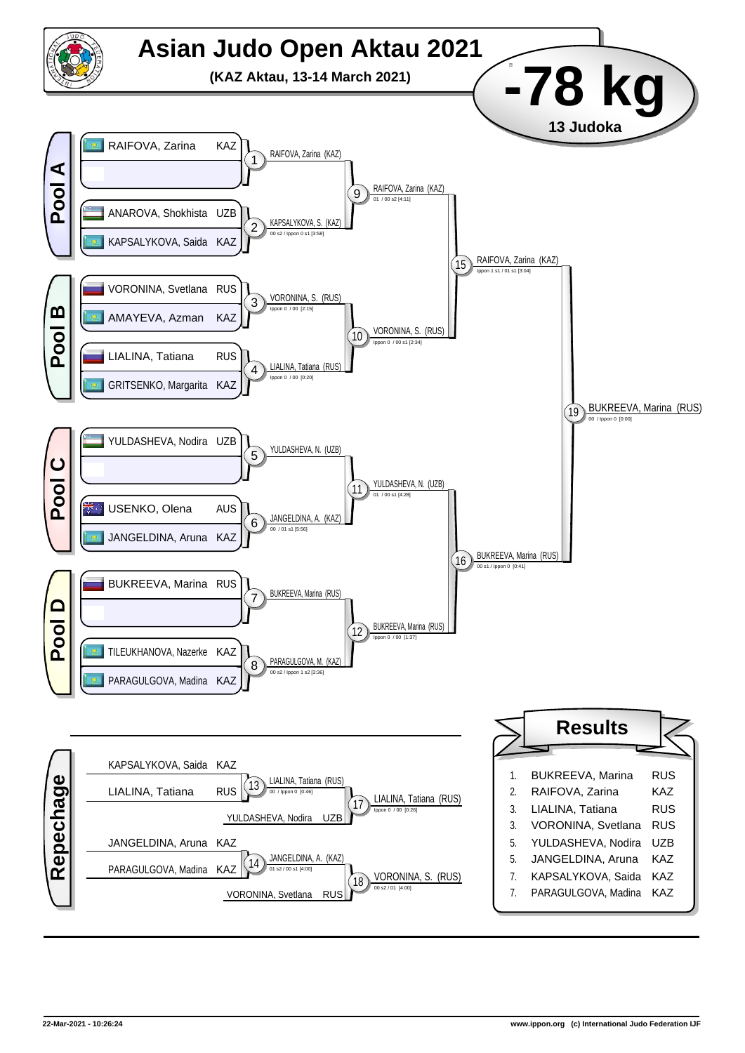# Asian Judo Open Aktau 2021

**(KAZ Aktau, 13-14 March 2021)**

## -78 kg

**13 Judoka**

### Pool A

- RAIFOVA, Zarina KAZ
- (empty)
- ANAROVA, Shokhista UZB
- KAPSALYKOVA, Saida KAZ

1: RAIFOVA, Zarina (KAZ)

2: KAPSALYKOVA, S. (KAZ) — 00 s2 / Ippon 0 s1 [3:58]

9: RAIFOVA, Zarina (KAZ) — 01 / 00 s2 [4:11]

### Pool B

- VORONINA, Svetlana RUS
- AMAYEVA, Azman KAZ
- LIALINA, Tatiana RUS
- GRITSENKO, Margarita KAZ

3: VORONINA, S. (RUS) — Ippon 0 / 00 [2:15]

4: LIALINA, Tatiana (RUS) — Ippon 0 / 00 [0:20]

10: VORONINA, S. (RUS) — Ippon 0 / 00 s1 [2:34]

15: RAIFOVA, Zarina (KAZ) — Ippon 1 s1 / 01 s1 [3:04]

### Pool C

- YULDASHEVA, Nodira UZB
- (empty)
- USENKO, Olena AUS
- JANGELDINA, Aruna KAZ

5: YULDASHEVA, N. (UZB)

6: JANGELDINA, A. (KAZ) — 00 / 01 s1 [5:56]

11: YULDASHEVA, N. (UZB) — 01 / 00 s1 [4:28]

### Pool D

- BUKREEVA, Marina RUS
- (empty)
- TILEUKHANOVA, Nazerke KAZ
- PARAGULGOVA, Madina KAZ

7: BUKREEVA, Marina (RUS)

8: PARAGULGOVA, M. (KAZ) — 00 s2 / Ippon 1 s2 [3:36]

12: BUKREEVA, Marina (RUS) — Ippon 0 / 00 [1:37]

16: BUKREEVA, Marina (RUS) — 00 s1 / Ippon 0 [0:41]

### Final

19: BUKREEVA, Marina (RUS) — 00 / Ippon 0 [0:00]

### Repechage

13: KAPSALYKOVA, Saida KAZ vs LIALINA, Tatiana RUS → LIALINA, Tatiana (RUS) — 00 / Ippon 0 [0:46]

17: LIALINA, Tatiana (RUS) vs YULDASHEVA, Nodira UZB → LIALINA, Tatiana (RUS) — Ippon 0 / 00 [0:26]

14: JANGELDINA, Aruna KAZ vs PARAGULGOVA, Madina KAZ → JANGELDINA, A. (KAZ) — 01 s2 / 00 s1 [4:00]

18: JANGELDINA, A. (KAZ) vs VORONINA, Svetlana RUS → VORONINA, S. (RUS) — 00 s2 / 01 [4:00]

### Results

| Rank | Name | Country |
|---|---|---|
| 1. | BUKREEVA, Marina | RUS |
| 2. | RAIFOVA, Zarina | KAZ |
| 3. | LIALINA, Tatiana | RUS |
| 3. | VORONINA, Svetlana | RUS |
| 5. | YULDASHEVA, Nodira | UZB |
| 5. | JANGELDINA, Aruna | KAZ |
| 7. | KAPSALYKOVA, Saida | KAZ |
| 7. | PARAGULGOVA, Madina | KAZ |

22-Mar-2021 - 10:26:24 www.ippon.org (c) International Judo Federation IJF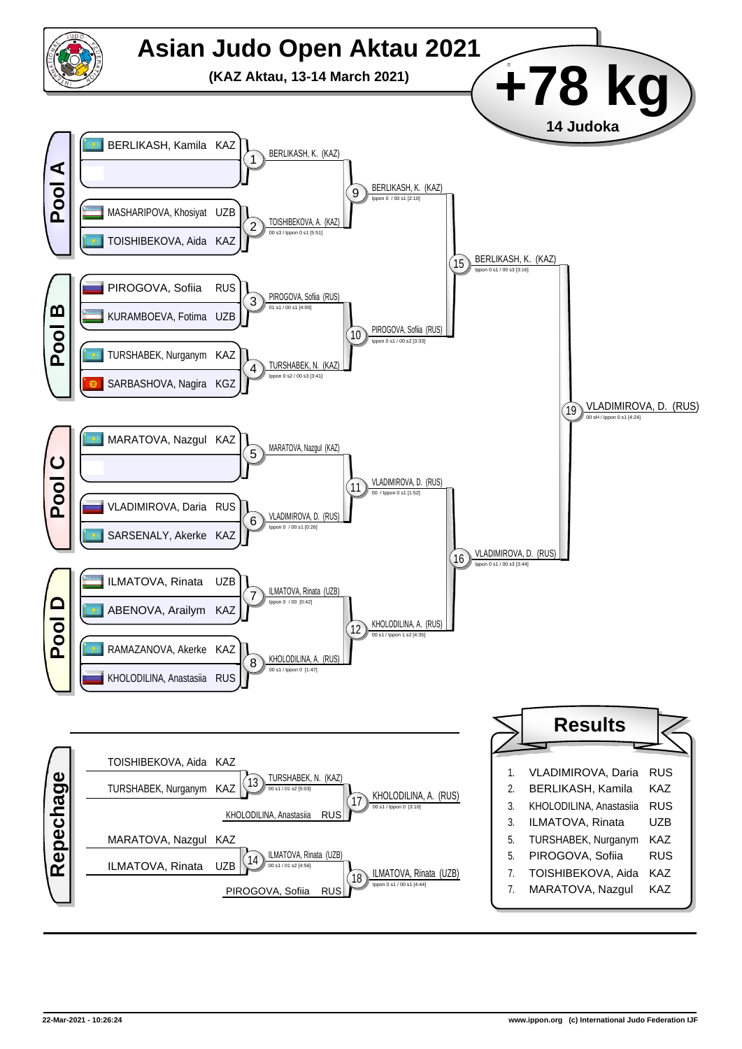# Asian Judo Open Aktau 2021

**(KAZ Aktau, 13-14 March 2021)**

# +78 kg

**14 Judoka**

## Pool A

BERLIKASH, Kamila KAZ

MASHARIPOVA, Khosiyat UZB

TOISHIBEKOVA, Aida KAZ

1 BERLIKASH, K. (KAZ)

2 TOISHIBEKOVA, A. (KAZ) — 00 s3 / Ippon 0 s1 [5:51]

9 BERLIKASH, K. (KAZ) — Ippon 0 / 00 s1 [2:10]

## Pool B

PIROGOVA, Sofiia RUS

KURAMBOEVA, Fotima UZB

TURSHABEK, Nurganym KAZ

SARBASHOVA, Nagira KGZ

3 PIROGOVA, Sofiia (RUS) — 01 s1 / 00 s1 [4:00]

4 TURSHABEK, N. (KAZ) — Ippon 0 s2 / 00 s3 [3:41]

10 PIROGOVA, Sofiia (RUS) — Ippon 0 s1 / 00 s2 [3:33]

15 BERLIKASH, K. (KAZ) — Ippon 0 s1 / 00 s3 [3:16]

## Pool C

MARATOVA, Nazgul KAZ

VLADIMIROVA, Daria RUS

SARSENALY, Akerke KAZ

5 MARATOVA, Nazgul (KAZ)

6 VLADIMIROVA, D. (RUS) — Ippon 0 / 00 s1 [0:26]

11 VLADIMIROVA, D. (RUS) — 00 / Ippon 0 s1 [1:52]

## Pool D

ILMATOVA, Rinata UZB

ABENOVA, Arailym KAZ

RAMAZANOVA, Akerke KAZ

KHOLODILINA, Anastasiia RUS

7 ILMATOVA, Rinata (UZB) — Ippon 0 / 00 [0:42]

8 KHOLODILINA, A. (RUS) — 00 s1 / Ippon 0 [1:47]

12 KHOLODILINA, A. (RUS) — 00 s1 / Ippon 1 s2 [4:35]

16 VLADIMIROVA, D. (RUS) — Ippon 0 s1 / 00 s3 [3:44]

19 VLADIMIROVA, D. (RUS) — 00 sH / Ippon 0 s1 [4:24]

## Repechage

TOISHIBEKOVA, Aida KAZ

TURSHABEK, Nurganym KAZ

13 TURSHABEK, N. (KAZ) — 00 s1 / 01 s2 [5:03]

KHOLODILINA, Anastasiia RUS

17 KHOLODILINA, A. (RUS) — 00 s1 / Ippon 0 [3:10]

MARATOVA, Nazgul KAZ

ILMATOVA, Rinata UZB

14 ILMATOVA, Rinata (UZB) — 00 s1 / 01 s2 [4:56]

PIROGOVA, Sofiia RUS

18 ILMATOVA, Rinata (UZB) — Ippon 0 s1 / 00 s1 [4:44]

## Results

| | | |
|---|---|---|
| 1. | VLADIMIROVA, Daria | RUS |
| 2. | BERLIKASH, Kamila | KAZ |
| 3. | KHOLODILINA, Anastasiia | RUS |
| 3. | ILMATOVA, Rinata | UZB |
| 5. | TURSHABEK, Nurganym | KAZ |
| 5. | PIROGOVA, Sofiia | RUS |
| 7. | TOISHIBEKOVA, Aida | KAZ |
| 7. | MARATOVA, Nazgul | KAZ |

22-Mar-2021 - 10:26:24 www.ippon.org (c) International Judo Federation IJF